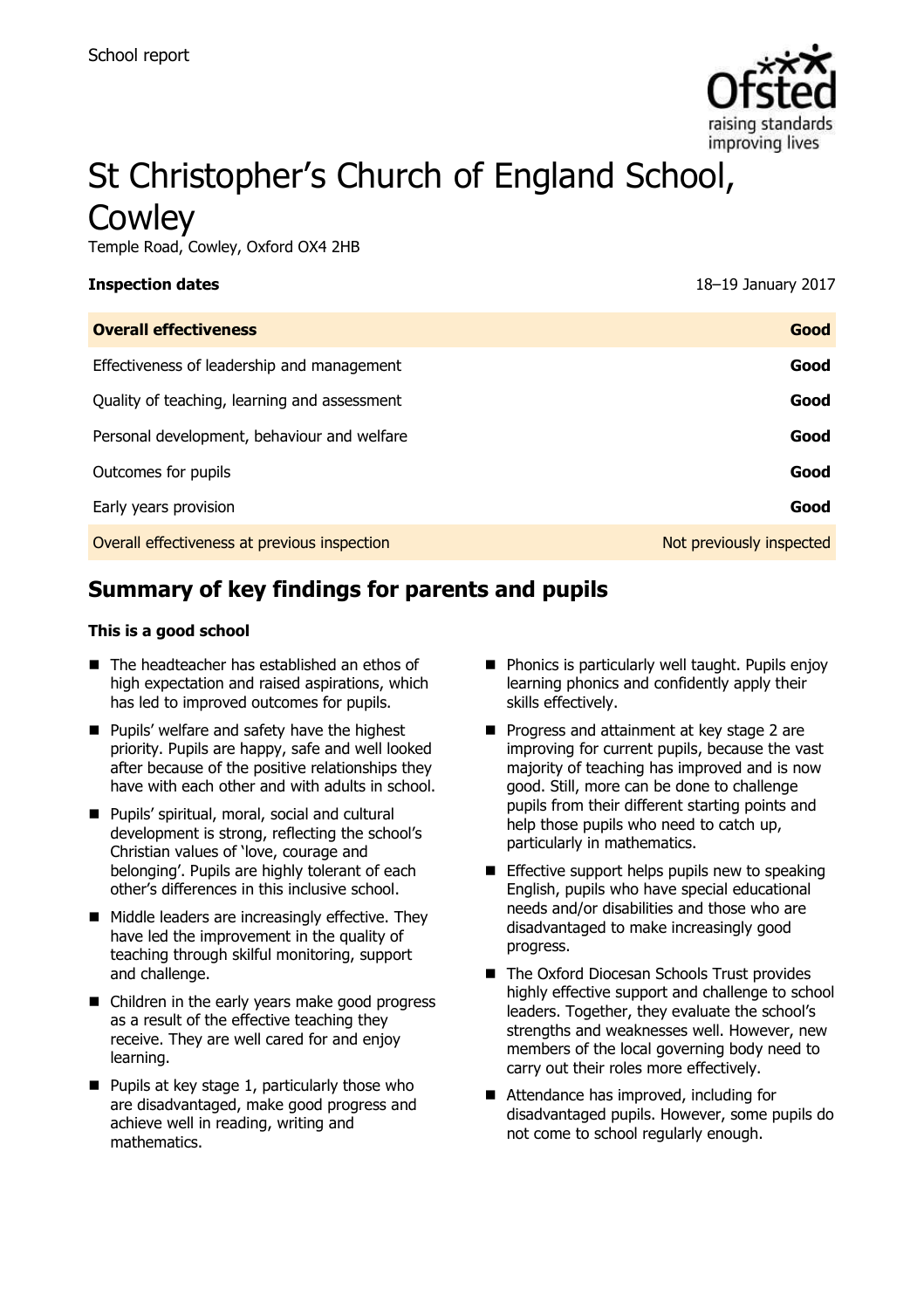School report

# St Christopher's Church of England School, Cowley

Temple Road, Cowley, Oxford OX4 2HB

**Inspection dates** 18–19 January 2017

| **Overall effectiveness** | **Good** |
| --- | --- |
| Effectiveness of leadership and management | **Good** |
| Quality of teaching, learning and assessment | **Good** |
| Personal development, behaviour and welfare | **Good** |
| Outcomes for pupils | **Good** |
| Early years provision | **Good** |
| Overall effectiveness at previous inspection | Not previously inspected |

## Summary of key findings for parents and pupils

**This is a good school**

- The headteacher has established an ethos of high expectation and raised aspirations, which has led to improved outcomes for pupils.
- Pupils' welfare and safety have the highest priority. Pupils are happy, safe and well looked after because of the positive relationships they have with each other and with adults in school.
- Pupils' spiritual, moral, social and cultural development is strong, reflecting the school's Christian values of 'love, courage and belonging'. Pupils are highly tolerant of each other's differences in this inclusive school.
- Middle leaders are increasingly effective. They have led the improvement in the quality of teaching through skilful monitoring, support and challenge.
- Children in the early years make good progress as a result of the effective teaching they receive. They are well cared for and enjoy learning.
- Pupils at key stage 1, particularly those who are disadvantaged, make good progress and achieve well in reading, writing and mathematics.
- Phonics is particularly well taught. Pupils enjoy learning phonics and confidently apply their skills effectively.
- Progress and attainment at key stage 2 are improving for current pupils, because the vast majority of teaching has improved and is now good. Still, more can be done to challenge pupils from their different starting points and help those pupils who need to catch up, particularly in mathematics.
- Effective support helps pupils new to speaking English, pupils who have special educational needs and/or disabilities and those who are disadvantaged to make increasingly good progress.
- The Oxford Diocesan Schools Trust provides highly effective support and challenge to school leaders. Together, they evaluate the school's strengths and weaknesses well. However, new members of the local governing body need to carry out their roles more effectively.
- Attendance has improved, including for disadvantaged pupils. However, some pupils do not come to school regularly enough.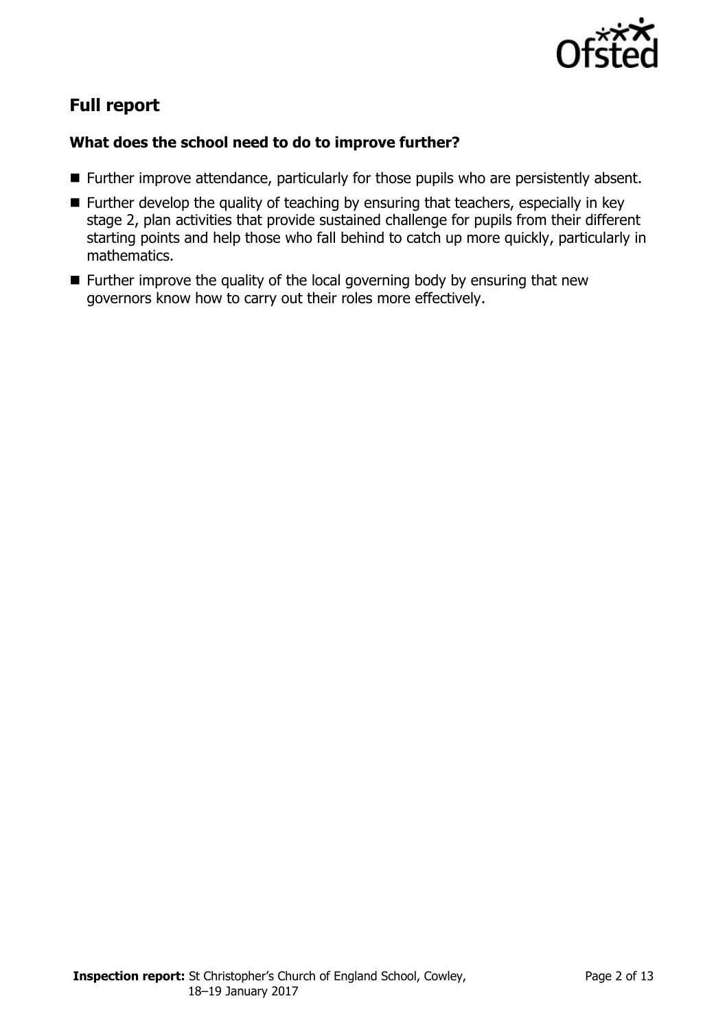## Full report

### What does the school need to do to improve further?

- Further improve attendance, particularly for those pupils who are persistently absent.
- Further develop the quality of teaching by ensuring that teachers, especially in key stage 2, plan activities that provide sustained challenge for pupils from their different starting points and help those who fall behind to catch up more quickly, particularly in mathematics.
- Further improve the quality of the local governing body by ensuring that new governors know how to carry out their roles more effectively.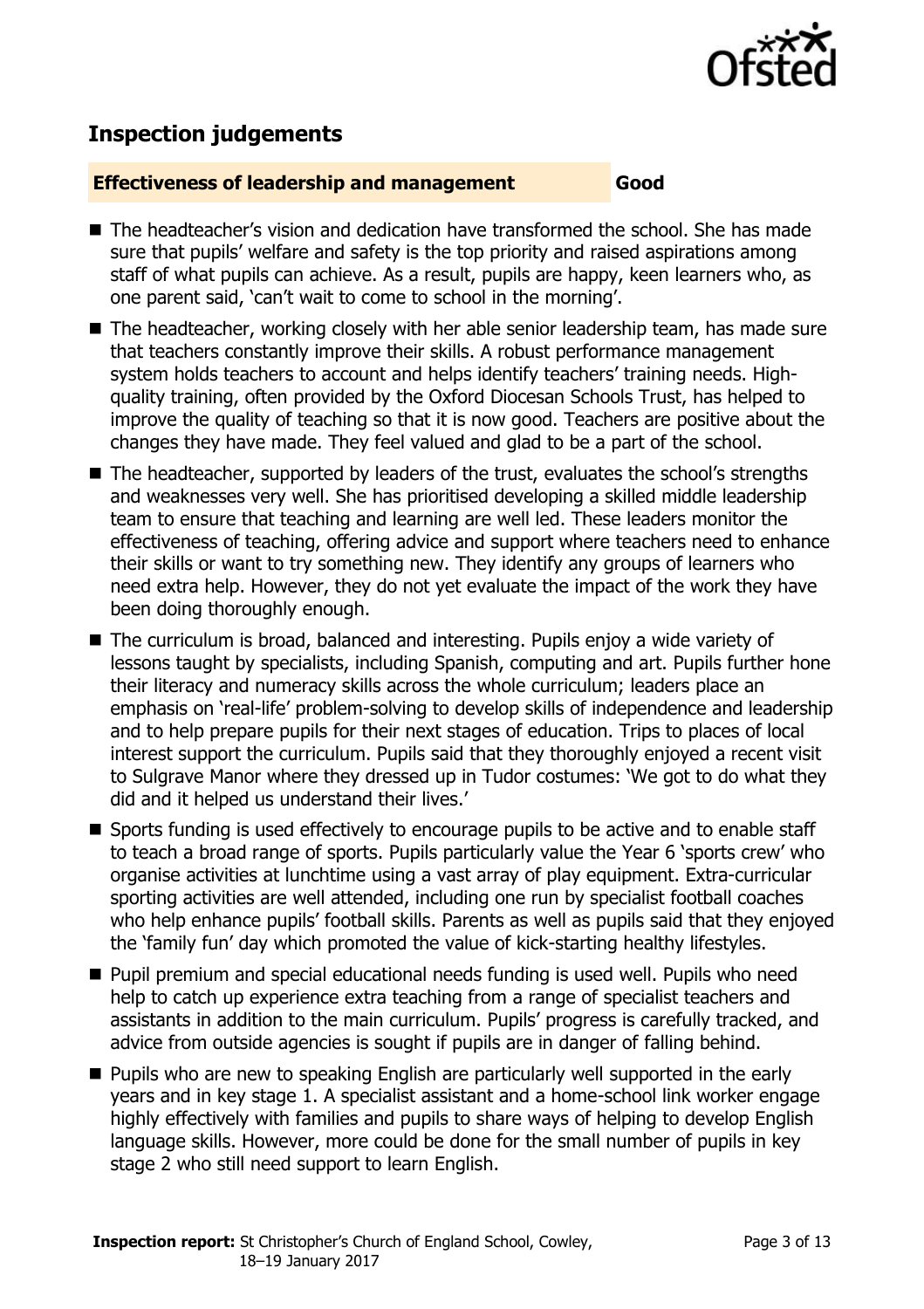## Inspection judgements

**Effectiveness of leadership and management** **Good**

- The headteacher's vision and dedication have transformed the school. She has made sure that pupils' welfare and safety is the top priority and raised aspirations among staff of what pupils can achieve. As a result, pupils are happy, keen learners who, as one parent said, 'can't wait to come to school in the morning'.
- The headteacher, working closely with her able senior leadership team, has made sure that teachers constantly improve their skills. A robust performance management system holds teachers to account and helps identify teachers' training needs. High-quality training, often provided by the Oxford Diocesan Schools Trust, has helped to improve the quality of teaching so that it is now good. Teachers are positive about the changes they have made. They feel valued and glad to be a part of the school.
- The headteacher, supported by leaders of the trust, evaluates the school's strengths and weaknesses very well. She has prioritised developing a skilled middle leadership team to ensure that teaching and learning are well led. These leaders monitor the effectiveness of teaching, offering advice and support where teachers need to enhance their skills or want to try something new. They identify any groups of learners who need extra help. However, they do not yet evaluate the impact of the work they have been doing thoroughly enough.
- The curriculum is broad, balanced and interesting. Pupils enjoy a wide variety of lessons taught by specialists, including Spanish, computing and art. Pupils further hone their literacy and numeracy skills across the whole curriculum; leaders place an emphasis on 'real-life' problem-solving to develop skills of independence and leadership and to help prepare pupils for their next stages of education. Trips to places of local interest support the curriculum. Pupils said that they thoroughly enjoyed a recent visit to Sulgrave Manor where they dressed up in Tudor costumes: 'We got to do what they did and it helped us understand their lives.'
- Sports funding is used effectively to encourage pupils to be active and to enable staff to teach a broad range of sports. Pupils particularly value the Year 6 'sports crew' who organise activities at lunchtime using a vast array of play equipment. Extra-curricular sporting activities are well attended, including one run by specialist football coaches who help enhance pupils' football skills. Parents as well as pupils said that they enjoyed the 'family fun' day which promoted the value of kick-starting healthy lifestyles.
- Pupil premium and special educational needs funding is used well. Pupils who need help to catch up experience extra teaching from a range of specialist teachers and assistants in addition to the main curriculum. Pupils' progress is carefully tracked, and advice from outside agencies is sought if pupils are in danger of falling behind.
- Pupils who are new to speaking English are particularly well supported in the early years and in key stage 1. A specialist assistant and a home-school link worker engage highly effectively with families and pupils to share ways of helping to develop English language skills. However, more could be done for the small number of pupils in key stage 2 who still need support to learn English.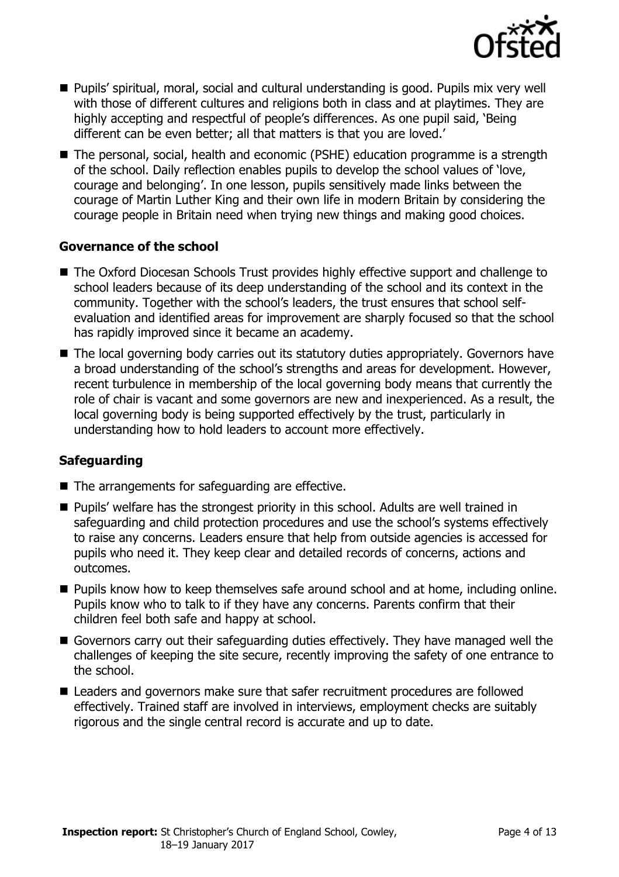- Pupils' spiritual, moral, social and cultural understanding is good. Pupils mix very well with those of different cultures and religions both in class and at playtimes. They are highly accepting and respectful of people's differences. As one pupil said, 'Being different can be even better; all that matters is that you are loved.'
- The personal, social, health and economic (PSHE) education programme is a strength of the school. Daily reflection enables pupils to develop the school values of 'love, courage and belonging'. In one lesson, pupils sensitively made links between the courage of Martin Luther King and their own life in modern Britain by considering the courage people in Britain need when trying new things and making good choices.

### Governance of the school

- The Oxford Diocesan Schools Trust provides highly effective support and challenge to school leaders because of its deep understanding of the school and its context in the community. Together with the school's leaders, the trust ensures that school self-evaluation and identified areas for improvement are sharply focused so that the school has rapidly improved since it became an academy.
- The local governing body carries out its statutory duties appropriately. Governors have a broad understanding of the school's strengths and areas for development. However, recent turbulence in membership of the local governing body means that currently the role of chair is vacant and some governors are new and inexperienced. As a result, the local governing body is being supported effectively by the trust, particularly in understanding how to hold leaders to account more effectively.

### Safeguarding

- The arrangements for safeguarding are effective.
- Pupils' welfare has the strongest priority in this school. Adults are well trained in safeguarding and child protection procedures and use the school's systems effectively to raise any concerns. Leaders ensure that help from outside agencies is accessed for pupils who need it. They keep clear and detailed records of concerns, actions and outcomes.
- Pupils know how to keep themselves safe around school and at home, including online. Pupils know who to talk to if they have any concerns. Parents confirm that their children feel both safe and happy at school.
- Governors carry out their safeguarding duties effectively. They have managed well the challenges of keeping the site secure, recently improving the safety of one entrance to the school.
- Leaders and governors make sure that safer recruitment procedures are followed effectively. Trained staff are involved in interviews, employment checks are suitably rigorous and the single central record is accurate and up to date.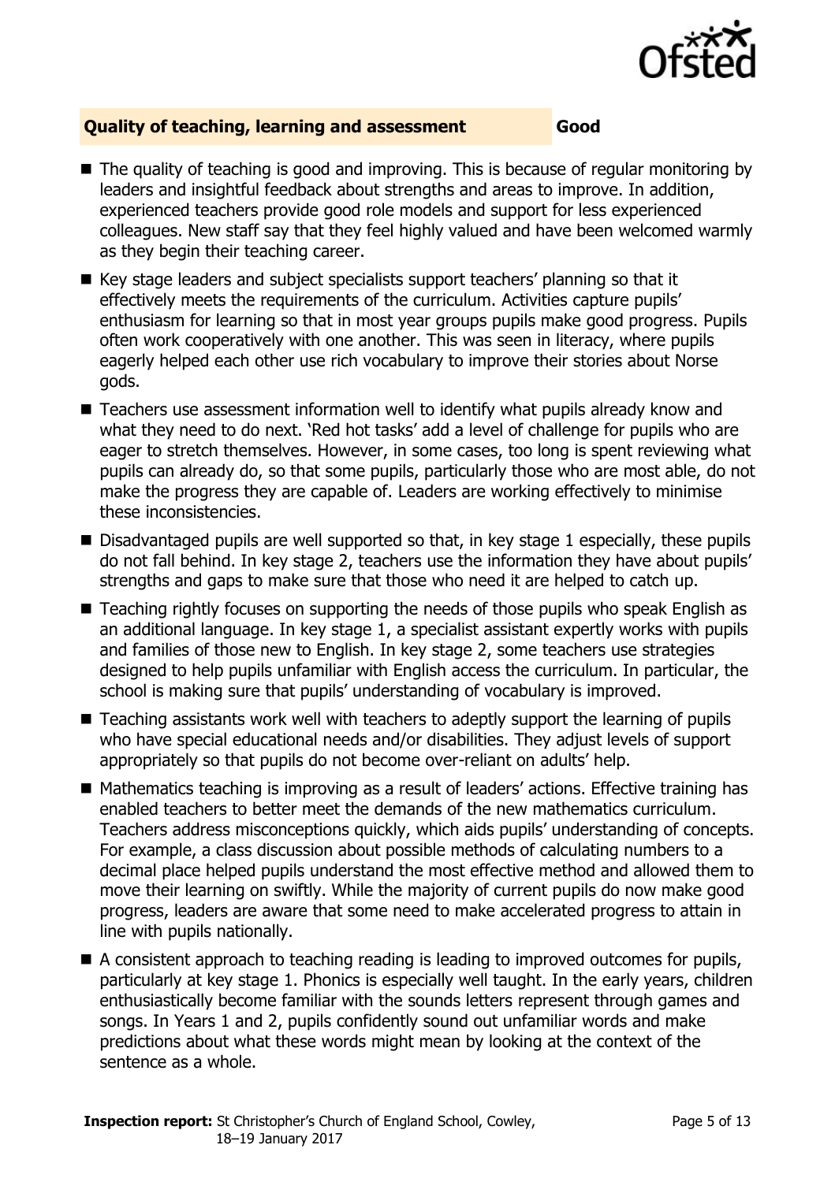## Quality of teaching, learning and assessment — Good

- The quality of teaching is good and improving. This is because of regular monitoring by leaders and insightful feedback about strengths and areas to improve. In addition, experienced teachers provide good role models and support for less experienced colleagues. New staff say that they feel highly valued and have been welcomed warmly as they begin their teaching career.
- Key stage leaders and subject specialists support teachers' planning so that it effectively meets the requirements of the curriculum. Activities capture pupils' enthusiasm for learning so that in most year groups pupils make good progress. Pupils often work cooperatively with one another. This was seen in literacy, where pupils eagerly helped each other use rich vocabulary to improve their stories about Norse gods.
- Teachers use assessment information well to identify what pupils already know and what they need to do next. 'Red hot tasks' add a level of challenge for pupils who are eager to stretch themselves. However, in some cases, too long is spent reviewing what pupils can already do, so that some pupils, particularly those who are most able, do not make the progress they are capable of. Leaders are working effectively to minimise these inconsistencies.
- Disadvantaged pupils are well supported so that, in key stage 1 especially, these pupils do not fall behind. In key stage 2, teachers use the information they have about pupils' strengths and gaps to make sure that those who need it are helped to catch up.
- Teaching rightly focuses on supporting the needs of those pupils who speak English as an additional language. In key stage 1, a specialist assistant expertly works with pupils and families of those new to English. In key stage 2, some teachers use strategies designed to help pupils unfamiliar with English access the curriculum. In particular, the school is making sure that pupils' understanding of vocabulary is improved.
- Teaching assistants work well with teachers to adeptly support the learning of pupils who have special educational needs and/or disabilities. They adjust levels of support appropriately so that pupils do not become over-reliant on adults' help.
- Mathematics teaching is improving as a result of leaders' actions. Effective training has enabled teachers to better meet the demands of the new mathematics curriculum. Teachers address misconceptions quickly, which aids pupils' understanding of concepts. For example, a class discussion about possible methods of calculating numbers to a decimal place helped pupils understand the most effective method and allowed them to move their learning on swiftly. While the majority of current pupils do now make good progress, leaders are aware that some need to make accelerated progress to attain in line with pupils nationally.
- A consistent approach to teaching reading is leading to improved outcomes for pupils, particularly at key stage 1. Phonics is especially well taught. In the early years, children enthusiastically become familiar with the sounds letters represent through games and songs. In Years 1 and 2, pupils confidently sound out unfamiliar words and make predictions about what these words might mean by looking at the context of the sentence as a whole.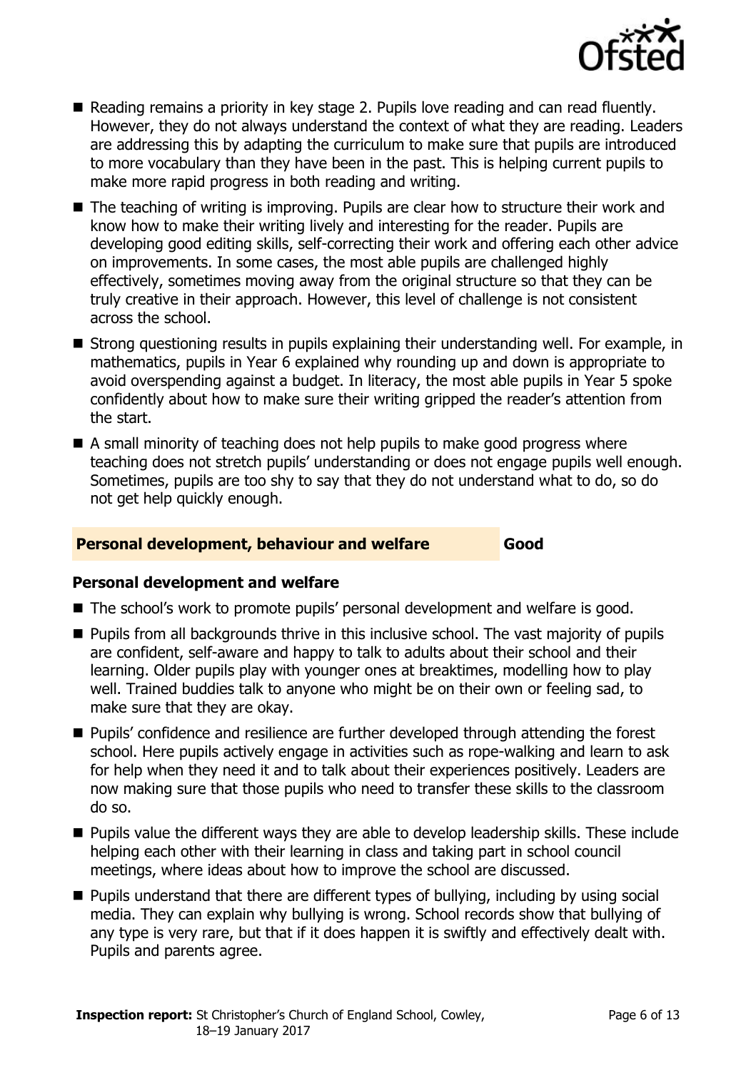- Reading remains a priority in key stage 2. Pupils love reading and can read fluently. However, they do not always understand the context of what they are reading. Leaders are addressing this by adapting the curriculum to make sure that pupils are introduced to more vocabulary than they have been in the past. This is helping current pupils to make more rapid progress in both reading and writing.
- The teaching of writing is improving. Pupils are clear how to structure their work and know how to make their writing lively and interesting for the reader. Pupils are developing good editing skills, self-correcting their work and offering each other advice on improvements. In some cases, the most able pupils are challenged highly effectively, sometimes moving away from the original structure so that they can be truly creative in their approach. However, this level of challenge is not consistent across the school.
- Strong questioning results in pupils explaining their understanding well. For example, in mathematics, pupils in Year 6 explained why rounding up and down is appropriate to avoid overspending against a budget. In literacy, the most able pupils in Year 5 spoke confidently about how to make sure their writing gripped the reader's attention from the start.
- A small minority of teaching does not help pupils to make good progress where teaching does not stretch pupils' understanding or does not engage pupils well enough. Sometimes, pupils are too shy to say that they do not understand what to do, so do not get help quickly enough.

## Personal development, behaviour and welfare — Good

### Personal development and welfare

- The school's work to promote pupils' personal development and welfare is good.
- Pupils from all backgrounds thrive in this inclusive school. The vast majority of pupils are confident, self-aware and happy to talk to adults about their school and their learning. Older pupils play with younger ones at breaktimes, modelling how to play well. Trained buddies talk to anyone who might be on their own or feeling sad, to make sure that they are okay.
- Pupils' confidence and resilience are further developed through attending the forest school. Here pupils actively engage in activities such as rope-walking and learn to ask for help when they need it and to talk about their experiences positively. Leaders are now making sure that those pupils who need to transfer these skills to the classroom do so.
- Pupils value the different ways they are able to develop leadership skills. These include helping each other with their learning in class and taking part in school council meetings, where ideas about how to improve the school are discussed.
- Pupils understand that there are different types of bullying, including by using social media. They can explain why bullying is wrong. School records show that bullying of any type is very rare, but that if it does happen it is swiftly and effectively dealt with. Pupils and parents agree.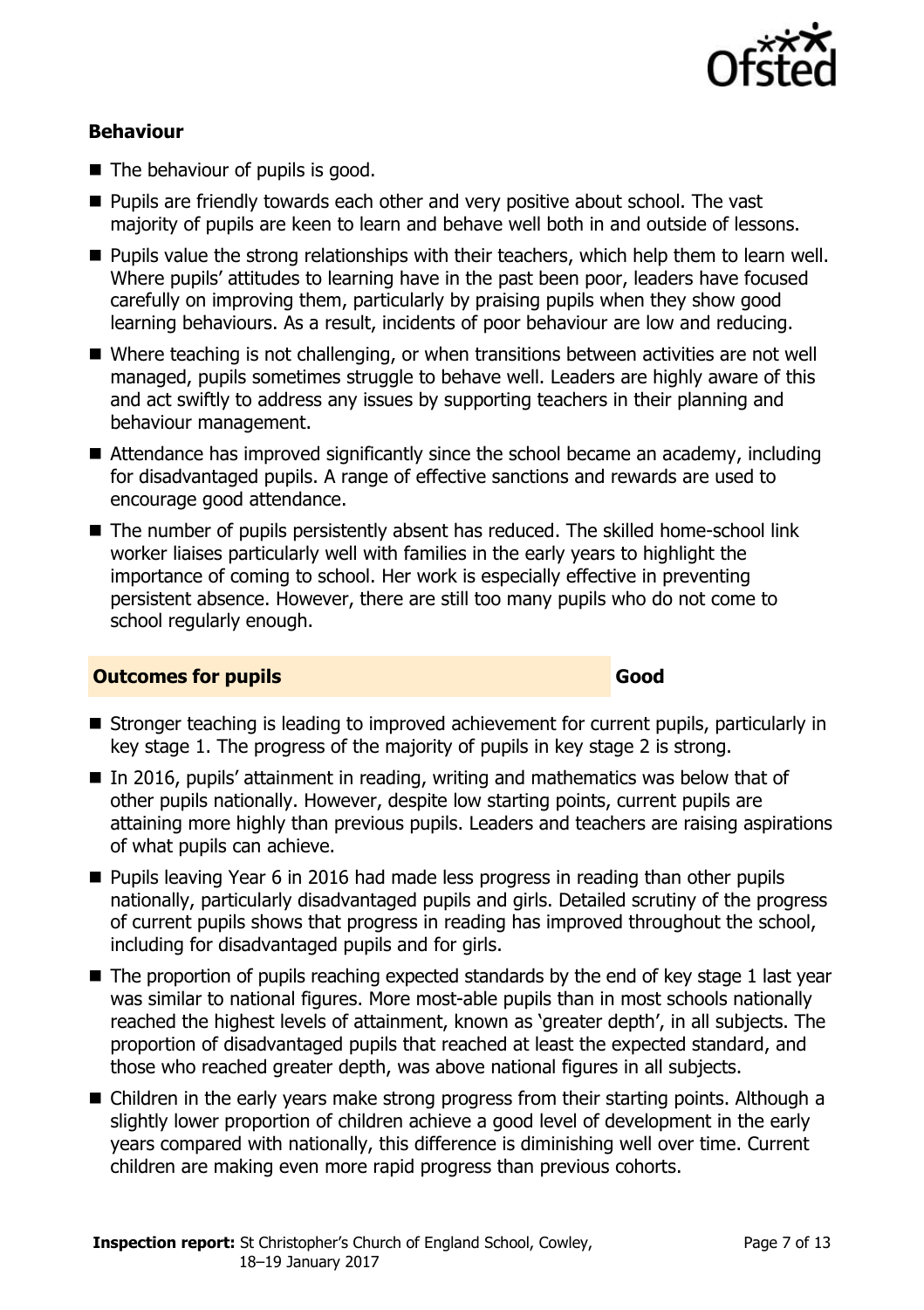### Behaviour

- The behaviour of pupils is good.
- Pupils are friendly towards each other and very positive about school. The vast majority of pupils are keen to learn and behave well both in and outside of lessons.
- Pupils value the strong relationships with their teachers, which help them to learn well. Where pupils' attitudes to learning have in the past been poor, leaders have focused carefully on improving them, particularly by praising pupils when they show good learning behaviours. As a result, incidents of poor behaviour are low and reducing.
- Where teaching is not challenging, or when transitions between activities are not well managed, pupils sometimes struggle to behave well. Leaders are highly aware of this and act swiftly to address any issues by supporting teachers in their planning and behaviour management.
- Attendance has improved significantly since the school became an academy, including for disadvantaged pupils. A range of effective sanctions and rewards are used to encourage good attendance.
- The number of pupils persistently absent has reduced. The skilled home-school link worker liaises particularly well with families in the early years to highlight the importance of coming to school. Her work is especially effective in preventing persistent absence. However, there are still too many pupils who do not come to school regularly enough.

## Outcomes for pupils — Good

- Stronger teaching is leading to improved achievement for current pupils, particularly in key stage 1. The progress of the majority of pupils in key stage 2 is strong.
- In 2016, pupils' attainment in reading, writing and mathematics was below that of other pupils nationally. However, despite low starting points, current pupils are attaining more highly than previous pupils. Leaders and teachers are raising aspirations of what pupils can achieve.
- Pupils leaving Year 6 in 2016 had made less progress in reading than other pupils nationally, particularly disadvantaged pupils and girls. Detailed scrutiny of the progress of current pupils shows that progress in reading has improved throughout the school, including for disadvantaged pupils and for girls.
- The proportion of pupils reaching expected standards by the end of key stage 1 last year was similar to national figures. More most-able pupils than in most schools nationally reached the highest levels of attainment, known as 'greater depth', in all subjects. The proportion of disadvantaged pupils that reached at least the expected standard, and those who reached greater depth, was above national figures in all subjects.
- Children in the early years make strong progress from their starting points. Although a slightly lower proportion of children achieve a good level of development in the early years compared with nationally, this difference is diminishing well over time. Current children are making even more rapid progress than previous cohorts.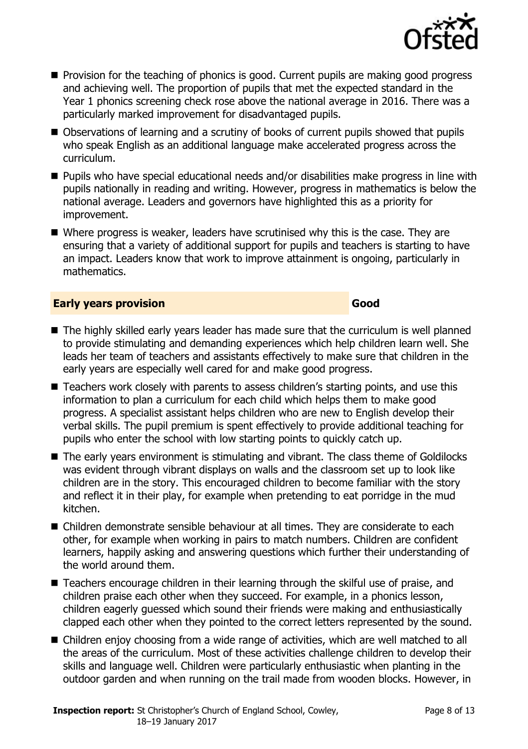- Provision for the teaching of phonics is good. Current pupils are making good progress and achieving well. The proportion of pupils that met the expected standard in the Year 1 phonics screening check rose above the national average in 2016. There was a particularly marked improvement for disadvantaged pupils.
- Observations of learning and a scrutiny of books of current pupils showed that pupils who speak English as an additional language make accelerated progress across the curriculum.
- Pupils who have special educational needs and/or disabilities make progress in line with pupils nationally in reading and writing. However, progress in mathematics is below the national average. Leaders and governors have highlighted this as a priority for improvement.
- Where progress is weaker, leaders have scrutinised why this is the case. They are ensuring that a variety of additional support for pupils and teachers is starting to have an impact. Leaders know that work to improve attainment is ongoing, particularly in mathematics.

## Early years provision — Good

- The highly skilled early years leader has made sure that the curriculum is well planned to provide stimulating and demanding experiences which help children learn well. She leads her team of teachers and assistants effectively to make sure that children in the early years are especially well cared for and make good progress.
- Teachers work closely with parents to assess children's starting points, and use this information to plan a curriculum for each child which helps them to make good progress. A specialist assistant helps children who are new to English develop their verbal skills. The pupil premium is spent effectively to provide additional teaching for pupils who enter the school with low starting points to quickly catch up.
- The early years environment is stimulating and vibrant. The class theme of Goldilocks was evident through vibrant displays on walls and the classroom set up to look like children are in the story. This encouraged children to become familiar with the story and reflect it in their play, for example when pretending to eat porridge in the mud kitchen.
- Children demonstrate sensible behaviour at all times. They are considerate to each other, for example when working in pairs to match numbers. Children are confident learners, happily asking and answering questions which further their understanding of the world around them.
- Teachers encourage children in their learning through the skilful use of praise, and children praise each other when they succeed. For example, in a phonics lesson, children eagerly guessed which sound their friends were making and enthusiastically clapped each other when they pointed to the correct letters represented by the sound.
- Children enjoy choosing from a wide range of activities, which are well matched to all the areas of the curriculum. Most of these activities challenge children to develop their skills and language well. Children were particularly enthusiastic when planting in the outdoor garden and when running on the trail made from wooden blocks. However, in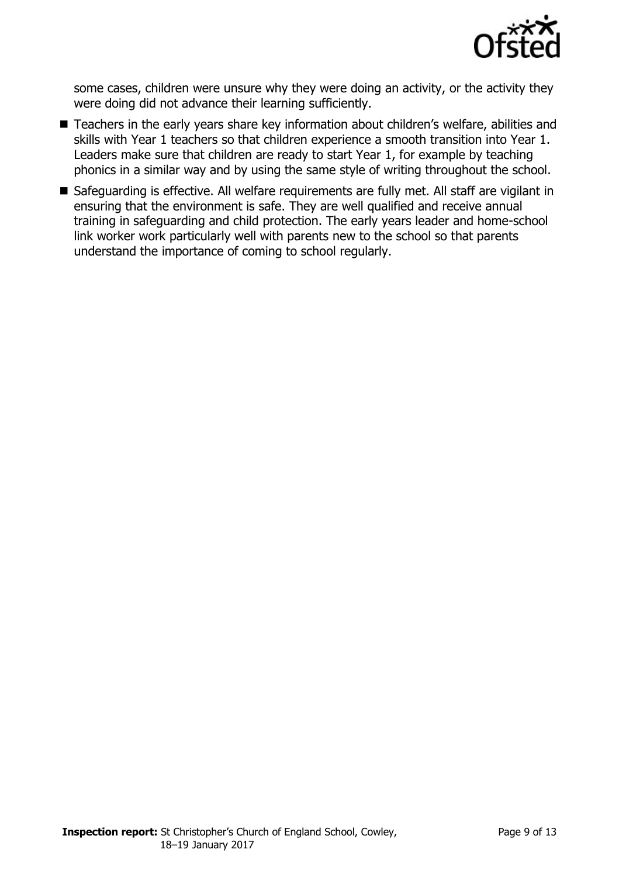some cases, children were unsure why they were doing an activity, or the activity they were doing did not advance their learning sufficiently.

- Teachers in the early years share key information about children's welfare, abilities and skills with Year 1 teachers so that children experience a smooth transition into Year 1. Leaders make sure that children are ready to start Year 1, for example by teaching phonics in a similar way and by using the same style of writing throughout the school.
- Safeguarding is effective. All welfare requirements are fully met. All staff are vigilant in ensuring that the environment is safe. They are well qualified and receive annual training in safeguarding and child protection. The early years leader and home-school link worker work particularly well with parents new to the school so that parents understand the importance of coming to school regularly.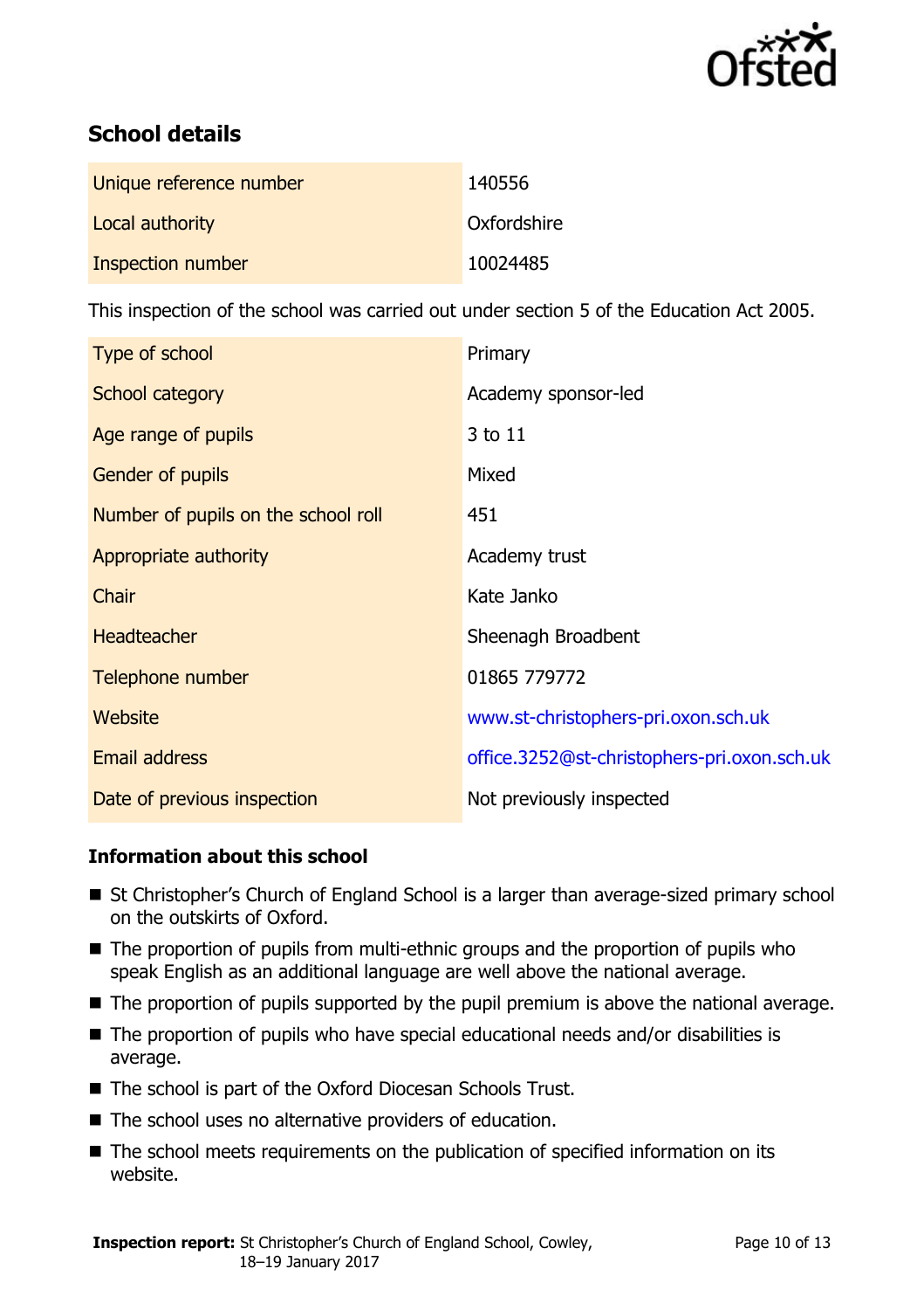## School details

| | |
|---|---|
| Unique reference number | 140556 |
| Local authority | Oxfordshire |
| Inspection number | 10024485 |

This inspection of the school was carried out under section 5 of the Education Act 2005.

| | |
|---|---|
| Type of school | Primary |
| School category | Academy sponsor-led |
| Age range of pupils | 3 to 11 |
| Gender of pupils | Mixed |
| Number of pupils on the school roll | 451 |
| Appropriate authority | Academy trust |
| Chair | Kate Janko |
| Headteacher | Sheenagh Broadbent |
| Telephone number | 01865 779772 |
| Website | www.st-christophers-pri.oxon.sch.uk |
| Email address | office.3252@st-christophers-pri.oxon.sch.uk |
| Date of previous inspection | Not previously inspected |

### Information about this school

- St Christopher's Church of England School is a larger than average-sized primary school on the outskirts of Oxford.
- The proportion of pupils from multi-ethnic groups and the proportion of pupils who speak English as an additional language are well above the national average.
- The proportion of pupils supported by the pupil premium is above the national average.
- The proportion of pupils who have special educational needs and/or disabilities is average.
- The school is part of the Oxford Diocesan Schools Trust.
- The school uses no alternative providers of education.
- The school meets requirements on the publication of specified information on its website.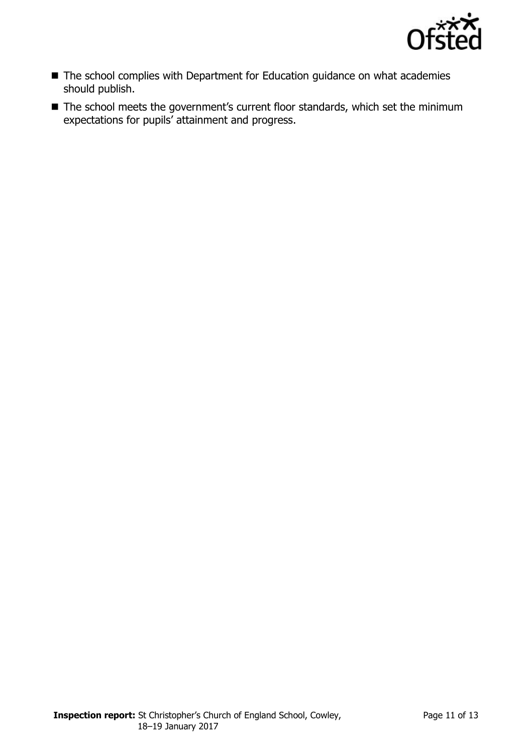- The school complies with Department for Education guidance on what academies should publish.
- The school meets the government's current floor standards, which set the minimum expectations for pupils' attainment and progress.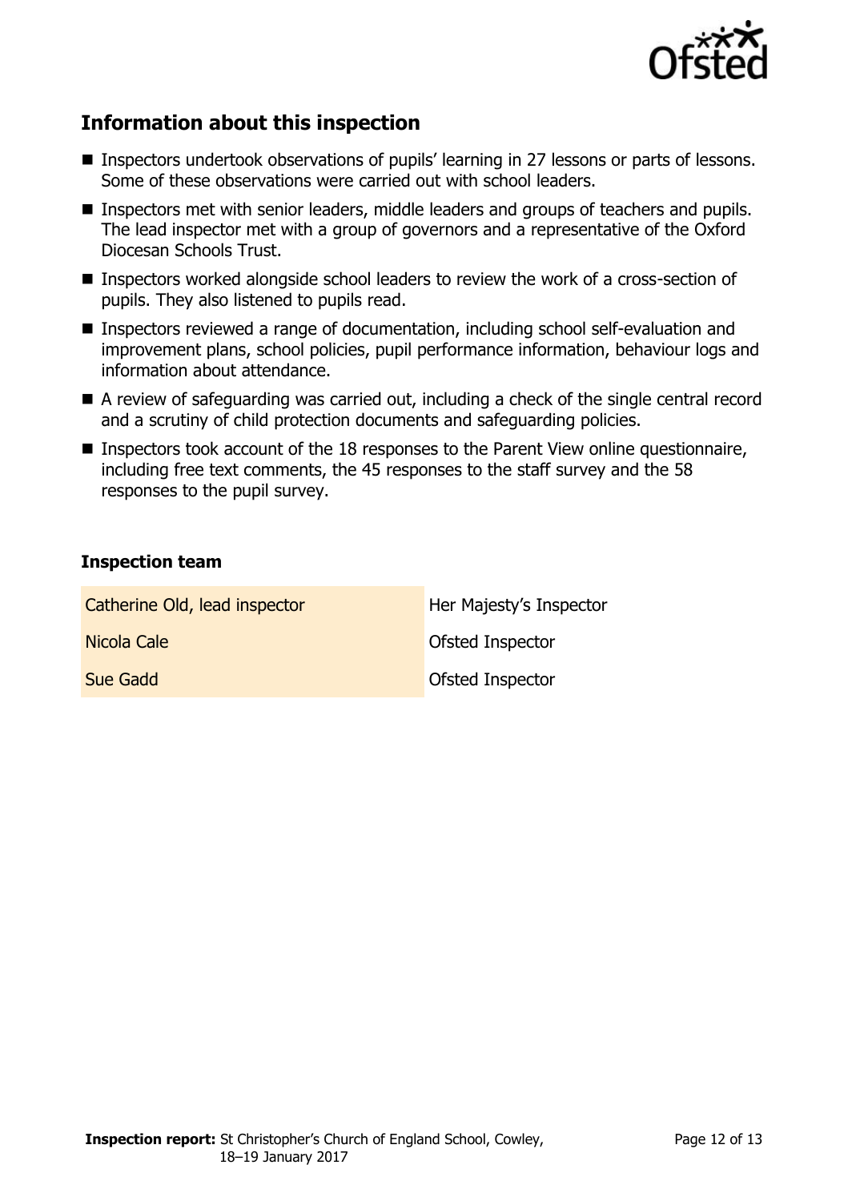## Information about this inspection

- Inspectors undertook observations of pupils' learning in 27 lessons or parts of lessons. Some of these observations were carried out with school leaders.
- Inspectors met with senior leaders, middle leaders and groups of teachers and pupils. The lead inspector met with a group of governors and a representative of the Oxford Diocesan Schools Trust.
- Inspectors worked alongside school leaders to review the work of a cross-section of pupils. They also listened to pupils read.
- Inspectors reviewed a range of documentation, including school self-evaluation and improvement plans, school policies, pupil performance information, behaviour logs and information about attendance.
- A review of safeguarding was carried out, including a check of the single central record and a scrutiny of child protection documents and safeguarding policies.
- Inspectors took account of the 18 responses to the Parent View online questionnaire, including free text comments, the 45 responses to the staff survey and the 58 responses to the pupil survey.

### Inspection team

| | |
|---|---|
| Catherine Old, lead inspector | Her Majesty's Inspector |
| Nicola Cale | Ofsted Inspector |
| Sue Gadd | Ofsted Inspector |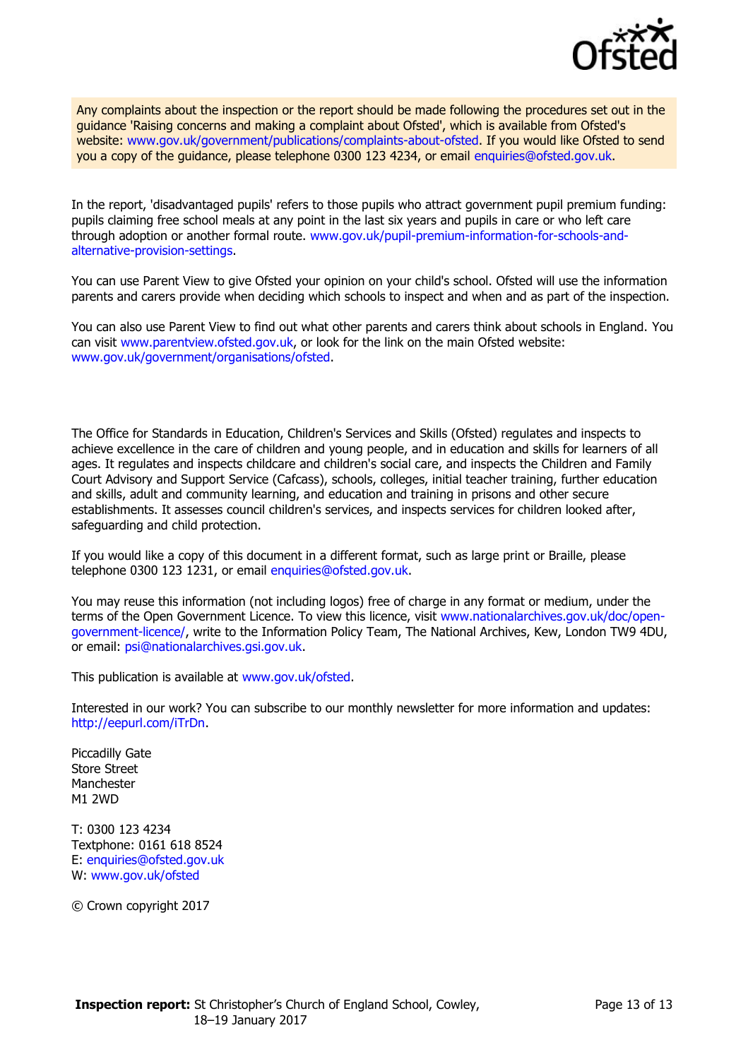Any complaints about the inspection or the report should be made following the procedures set out in the guidance 'Raising concerns and making a complaint about Ofsted', which is available from Ofsted's website: www.gov.uk/government/publications/complaints-about-ofsted. If you would like Ofsted to send you a copy of the guidance, please telephone 0300 123 4234, or email enquiries@ofsted.gov.uk.

In the report, 'disadvantaged pupils' refers to those pupils who attract government pupil premium funding: pupils claiming free school meals at any point in the last six years and pupils in care or who left care through adoption or another formal route. www.gov.uk/pupil-premium-information-for-schools-and-alternative-provision-settings.

You can use Parent View to give Ofsted your opinion on your child's school. Ofsted will use the information parents and carers provide when deciding which schools to inspect and when and as part of the inspection.

You can also use Parent View to find out what other parents and carers think about schools in England. You can visit www.parentview.ofsted.gov.uk, or look for the link on the main Ofsted website: www.gov.uk/government/organisations/ofsted.

The Office for Standards in Education, Children's Services and Skills (Ofsted) regulates and inspects to achieve excellence in the care of children and young people, and in education and skills for learners of all ages. It regulates and inspects childcare and children's social care, and inspects the Children and Family Court Advisory and Support Service (Cafcass), schools, colleges, initial teacher training, further education and skills, adult and community learning, and education and training in prisons and other secure establishments. It assesses council children's services, and inspects services for children looked after, safeguarding and child protection.

If you would like a copy of this document in a different format, such as large print or Braille, please telephone 0300 123 1231, or email enquiries@ofsted.gov.uk.

You may reuse this information (not including logos) free of charge in any format or medium, under the terms of the Open Government Licence. To view this licence, visit www.nationalarchives.gov.uk/doc/open-government-licence/, write to the Information Policy Team, The National Archives, Kew, London TW9 4DU, or email: psi@nationalarchives.gsi.gov.uk.

This publication is available at www.gov.uk/ofsted.

Interested in our work? You can subscribe to our monthly newsletter for more information and updates: http://eepurl.com/iTrDn.

Piccadilly Gate
Store Street
Manchester
M1 2WD

T: 0300 123 4234
Textphone: 0161 618 8524
E: enquiries@ofsted.gov.uk
W: www.gov.uk/ofsted

© Crown copyright 2017